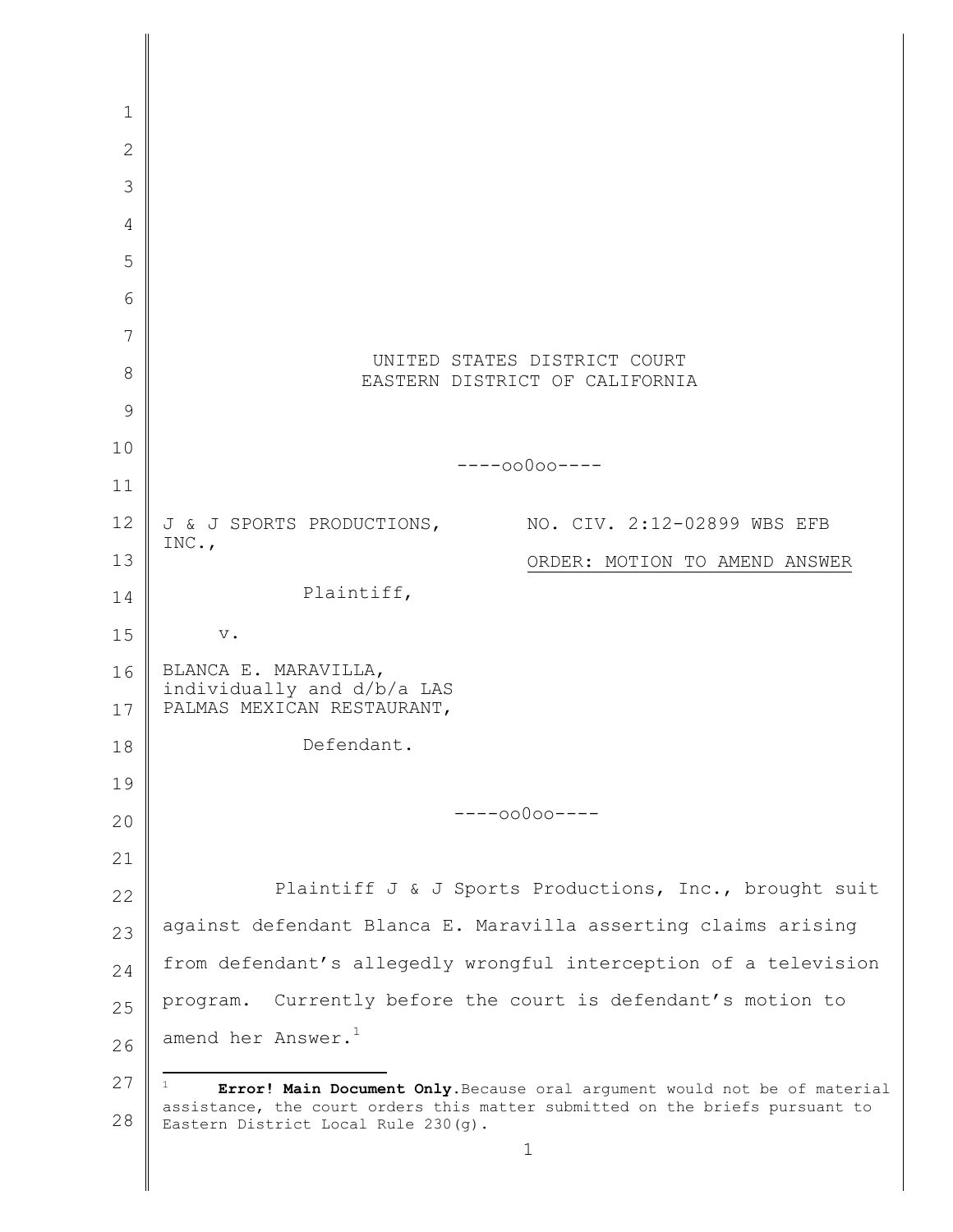UNITED STATES DISTRICT COURT
EASTERN DISTRICT OF CALIFORNIA

----oo0oo----

J & J SPORTS PRODUCTIONS, INC.,

Plaintiff,

v.

BLANCA E. MARAVILLA, individually and d/b/a LAS PALMAS MEXICAN RESTAURANT,

Defendant.

NO. CIV. 2:12-02899 WBS EFB

ORDER: MOTION TO AMEND ANSWER

----oo0oo----

Plaintiff J & J Sports Productions, Inc., brought suit against defendant Blanca E. Maravilla asserting claims arising from defendant's allegedly wrongful interception of a television program. Currently before the court is defendant's motion to amend her Answer.[1]

---

[1] **Error! Main Document Only.**Because oral argument would not be of material assistance, the court orders this matter submitted on the briefs pursuant to Eastern District Local Rule 230(g).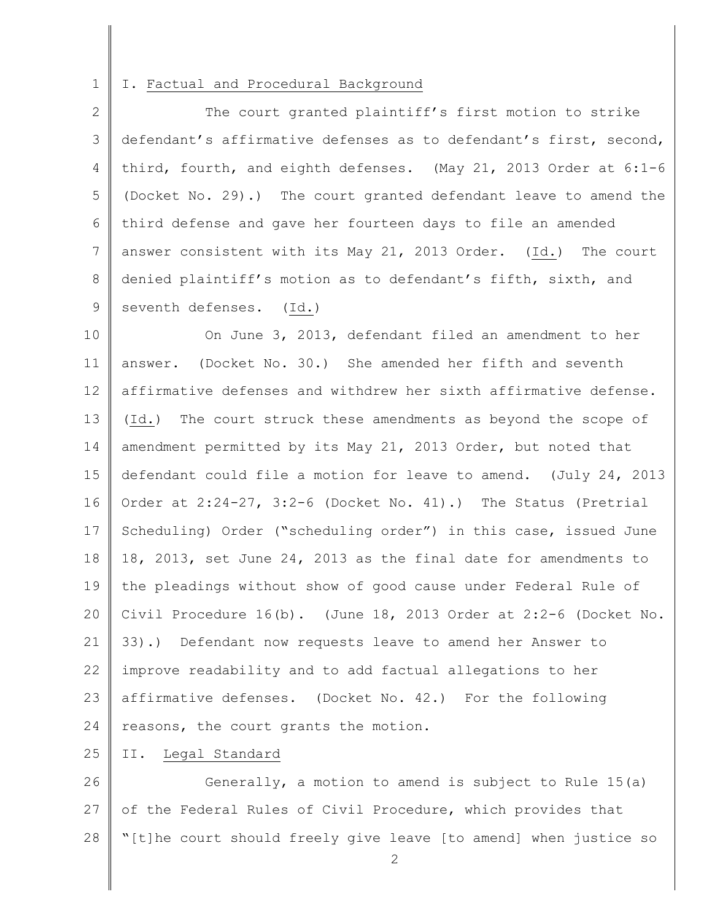## I. Factual and Procedural Background

The court granted plaintiff's first motion to strike defendant's affirmative defenses as to defendant's first, second, third, fourth, and eighth defenses. (May 21, 2013 Order at 6:1-6 (Docket No. 29).) The court granted defendant leave to amend the third defense and gave her fourteen days to file an amended answer consistent with its May 21, 2013 Order. (Id.) The court denied plaintiff's motion as to defendant's fifth, sixth, and seventh defenses. (Id.)

On June 3, 2013, defendant filed an amendment to her answer. (Docket No. 30.) She amended her fifth and seventh affirmative defenses and withdrew her sixth affirmative defense. (Id.) The court struck these amendments as beyond the scope of amendment permitted by its May 21, 2013 Order, but noted that defendant could file a motion for leave to amend. (July 24, 2013 Order at 2:24-27, 3:2-6 (Docket No. 41).) The Status (Pretrial Scheduling) Order ("scheduling order") in this case, issued June 18, 2013, set June 24, 2013 as the final date for amendments to the pleadings without show of good cause under Federal Rule of Civil Procedure 16(b). (June 18, 2013 Order at 2:2-6 (Docket No. 33).) Defendant now requests leave to amend her Answer to improve readability and to add factual allegations to her affirmative defenses. (Docket No. 42.) For the following reasons, the court grants the motion.

## II. Legal Standard

Generally, a motion to amend is subject to Rule 15(a) of the Federal Rules of Civil Procedure, which provides that "[t]he court should freely give leave [to amend] when justice so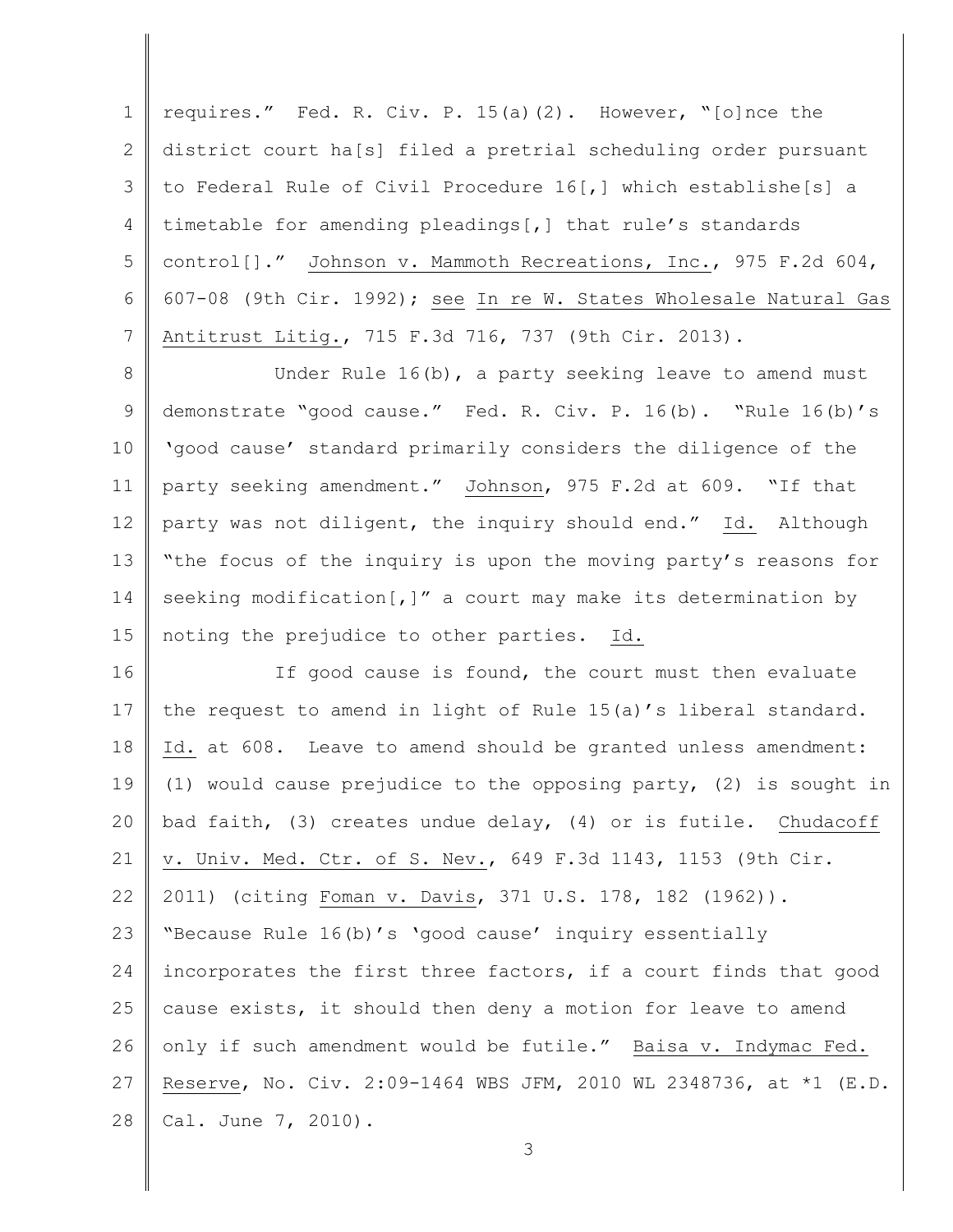requires." Fed. R. Civ. P. 15(a)(2). However, "[o]nce the district court ha[s] filed a pretrial scheduling order pursuant to Federal Rule of Civil Procedure 16[,] which establishe[s] a timetable for amending pleadings[,] that rule's standards control[]." Johnson v. Mammoth Recreations, Inc., 975 F.2d 604, 607-08 (9th Cir. 1992); see In re W. States Wholesale Natural Gas Antitrust Litig., 715 F.3d 716, 737 (9th Cir. 2013).

Under Rule 16(b), a party seeking leave to amend must demonstrate "good cause." Fed. R. Civ. P. 16(b). "Rule 16(b)'s 'good cause' standard primarily considers the diligence of the party seeking amendment." Johnson, 975 F.2d at 609. "If that party was not diligent, the inquiry should end." Id. Although "the focus of the inquiry is upon the moving party's reasons for seeking modification[,]" a court may make its determination by noting the prejudice to other parties. Id.

If good cause is found, the court must then evaluate the request to amend in light of Rule 15(a)'s liberal standard. Id. at 608. Leave to amend should be granted unless amendment: (1) would cause prejudice to the opposing party, (2) is sought in bad faith, (3) creates undue delay, (4) or is futile. Chudacoff v. Univ. Med. Ctr. of S. Nev., 649 F.3d 1143, 1153 (9th Cir. 2011) (citing Foman v. Davis, 371 U.S. 178, 182 (1962)). "Because Rule 16(b)'s 'good cause' inquiry essentially incorporates the first three factors, if a court finds that good cause exists, it should then deny a motion for leave to amend only if such amendment would be futile." Baisa v. Indymac Fed. Reserve, No. Civ. 2:09-1464 WBS JFM, 2010 WL 2348736, at *1 (E.D. Cal. June 7, 2010).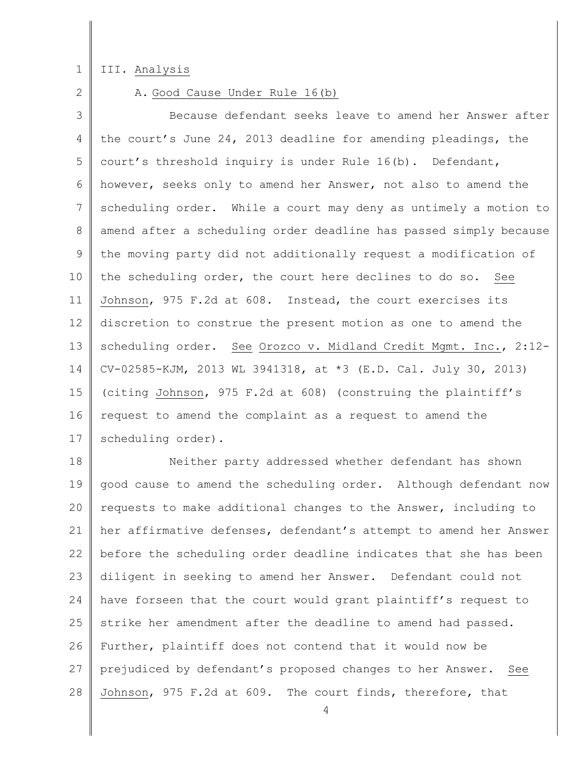## III. Analysis

### A. Good Cause Under Rule 16(b)

Because defendant seeks leave to amend her Answer after the court's June 24, 2013 deadline for amending pleadings, the court's threshold inquiry is under Rule 16(b). Defendant, however, seeks only to amend her Answer, not also to amend the scheduling order. While a court may deny as untimely a motion to amend after a scheduling order deadline has passed simply because the moving party did not additionally request a modification of the scheduling order, the court here declines to do so. See Johnson, 975 F.2d at 608. Instead, the court exercises its discretion to construe the present motion as one to amend the scheduling order. See Orozco v. Midland Credit Mgmt. Inc., 2:12-CV-02585-KJM, 2013 WL 3941318, at *3 (E.D. Cal. July 30, 2013) (citing Johnson, 975 F.2d at 608) (construing the plaintiff's request to amend the complaint as a request to amend the scheduling order).

Neither party addressed whether defendant has shown good cause to amend the scheduling order. Although defendant now requests to make additional changes to the Answer, including to her affirmative defenses, defendant's attempt to amend her Answer before the scheduling order deadline indicates that she has been diligent in seeking to amend her Answer. Defendant could not have forseen that the court would grant plaintiff's request to strike her amendment after the deadline to amend had passed. Further, plaintiff does not contend that it would now be prejudiced by defendant's proposed changes to her Answer. See Johnson, 975 F.2d at 609. The court finds, therefore, that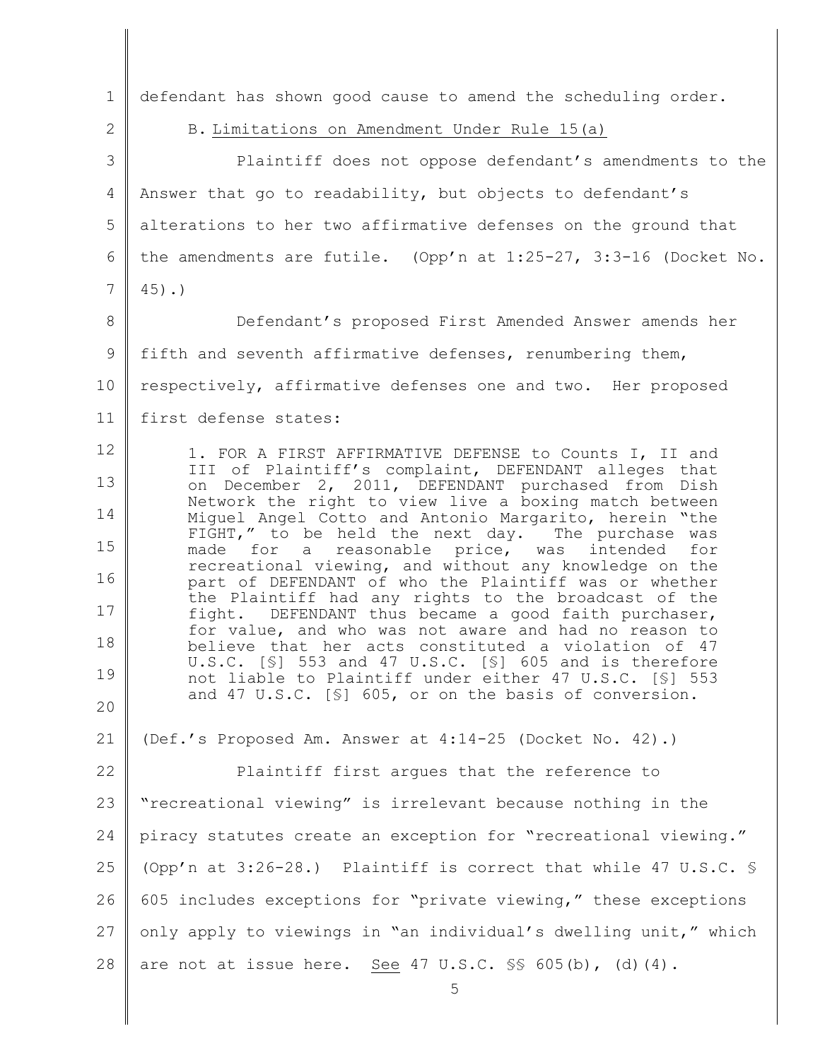defendant has shown good cause to amend the scheduling order.

B. Limitations on Amendment Under Rule 15(a)

Plaintiff does not oppose defendant's amendments to the Answer that go to readability, but objects to defendant's alterations to her two affirmative defenses on the ground that the amendments are futile. (Opp'n at 1:25-27, 3:3-16 (Docket No. 45).)

Defendant's proposed First Amended Answer amends her fifth and seventh affirmative defenses, renumbering them, respectively, affirmative defenses one and two. Her proposed first defense states:

> 1. FOR A FIRST AFFIRMATIVE DEFENSE to Counts I, II and III of Plaintiff's complaint, DEFENDANT alleges that on December 2, 2011, DEFENDANT purchased from Dish Network the right to view live a boxing match between Miguel Angel Cotto and Antonio Margarito, herein "the FIGHT," to be held the next day. The purchase was made for a reasonable price, was intended for recreational viewing, and without any knowledge on the part of DEFENDANT of who the Plaintiff was or whether the Plaintiff had any rights to the broadcast of the fight. DEFENDANT thus became a good faith purchaser, for value, and who was not aware and had no reason to believe that her acts constituted a violation of 47 U.S.C. [§] 553 and 47 U.S.C. [§] 605 and is therefore not liable to Plaintiff under either 47 U.S.C. [§] 553 and 47 U.S.C. [§] 605, or on the basis of conversion.

(Def.'s Proposed Am. Answer at 4:14-25 (Docket No. 42).)

Plaintiff first argues that the reference to "recreational viewing" is irrelevant because nothing in the piracy statutes create an exception for "recreational viewing." (Opp'n at 3:26-28.) Plaintiff is correct that while 47 U.S.C. § 605 includes exceptions for "private viewing," these exceptions only apply to viewings in "an individual's dwelling unit," which are not at issue here. See 47 U.S.C. §§ 605(b), (d)(4).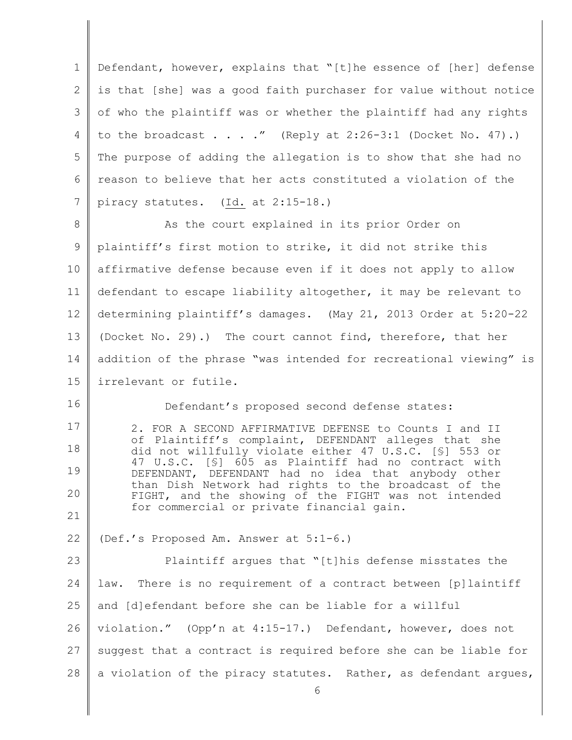Defendant, however, explains that "[t]he essence of [her] defense is that [she] was a good faith purchaser for value without notice of who the plaintiff was or whether the plaintiff had any rights to the broadcast . . . ." (Reply at 2:26-3:1 (Docket No. 47).) The purpose of adding the allegation is to show that she had no reason to believe that her acts constituted a violation of the piracy statutes. (Id. at 2:15-18.)

As the court explained in its prior Order on plaintiff's first motion to strike, it did not strike this affirmative defense because even if it does not apply to allow defendant to escape liability altogether, it may be relevant to determining plaintiff's damages. (May 21, 2013 Order at 5:20-22 (Docket No. 29).) The court cannot find, therefore, that her addition of the phrase "was intended for recreational viewing" is irrelevant or futile.

Defendant's proposed second defense states:

> 2. FOR A SECOND AFFIRMATIVE DEFENSE to Counts I and II of Plaintiff's complaint, DEFENDANT alleges that she did not willfully violate either 47 U.S.C. [§] 553 or 47 U.S.C. [§] 605 as Plaintiff had no contract with DEFENDANT, DEFENDANT had no idea that anybody other than Dish Network had rights to the broadcast of the FIGHT, and the showing of the FIGHT was not intended for commercial or private financial gain.

(Def.'s Proposed Am. Answer at 5:1-6.)

Plaintiff argues that "[t]his defense misstates the law. There is no requirement of a contract between [p]laintiff and [d]efendant before she can be liable for a willful violation." (Opp'n at 4:15-17.) Defendant, however, does not suggest that a contract is required before she can be liable for a violation of the piracy statutes. Rather, as defendant argues,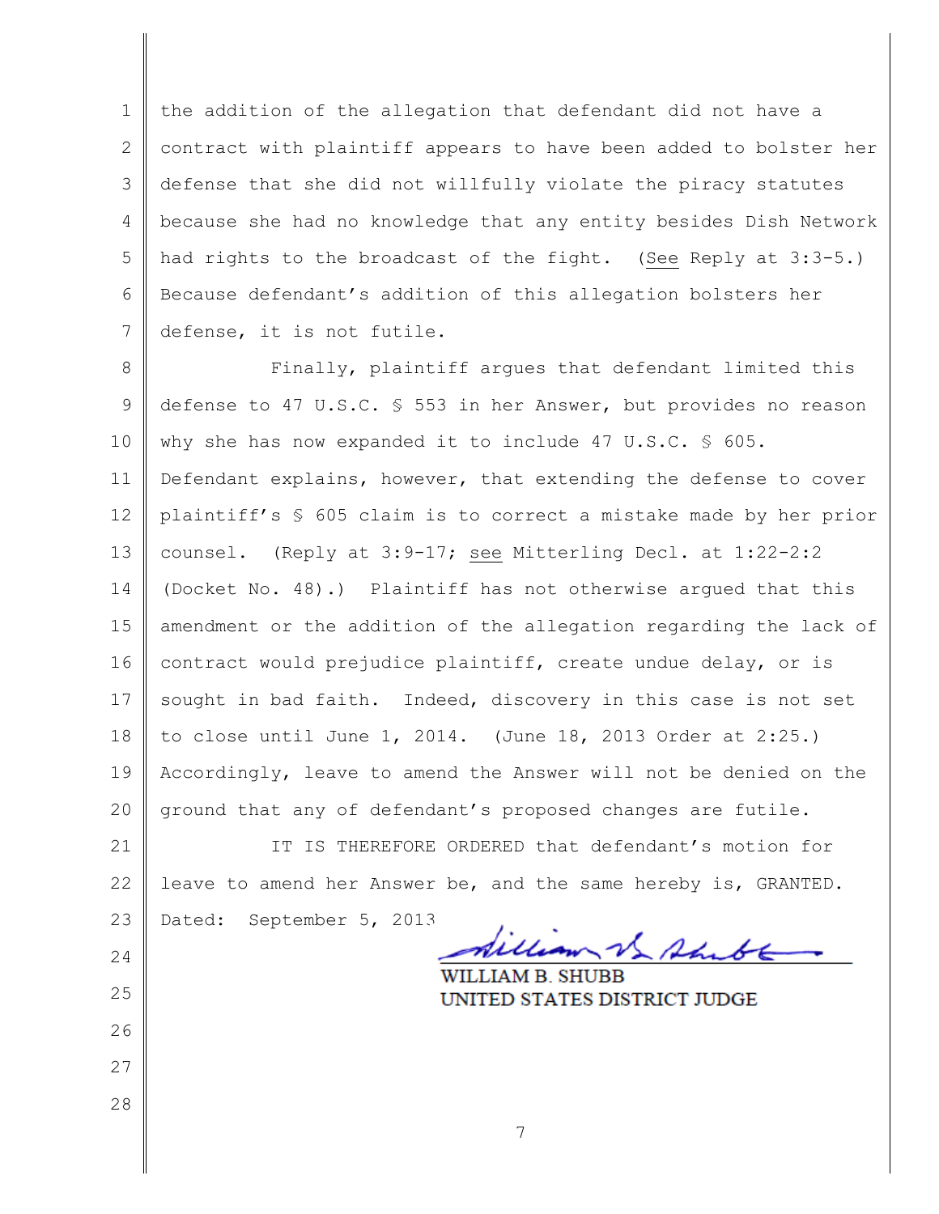the addition of the allegation that defendant did not have a contract with plaintiff appears to have been added to bolster her defense that she did not willfully violate the piracy statutes because she had no knowledge that any entity besides Dish Network had rights to the broadcast of the fight. (See Reply at 3:3-5.) Because defendant's addition of this allegation bolsters her defense, it is not futile.

Finally, plaintiff argues that defendant limited this defense to 47 U.S.C. § 553 in her Answer, but provides no reason why she has now expanded it to include 47 U.S.C. § 605. Defendant explains, however, that extending the defense to cover plaintiff's § 605 claim is to correct a mistake made by her prior counsel. (Reply at 3:9-17; see Mitterling Decl. at 1:22-2:2 (Docket No. 48).) Plaintiff has not otherwise argued that this amendment or the addition of the allegation regarding the lack of contract would prejudice plaintiff, create undue delay, or is sought in bad faith. Indeed, discovery in this case is not set to close until June 1, 2014. (June 18, 2013 Order at 2:25.) Accordingly, leave to amend the Answer will not be denied on the ground that any of defendant's proposed changes are futile.

IT IS THEREFORE ORDERED that defendant's motion for leave to amend her Answer be, and the same hereby is, GRANTED.

Dated: September 5, 2013

WILLIAM B. SHUBB
UNITED STATES DISTRICT JUDGE